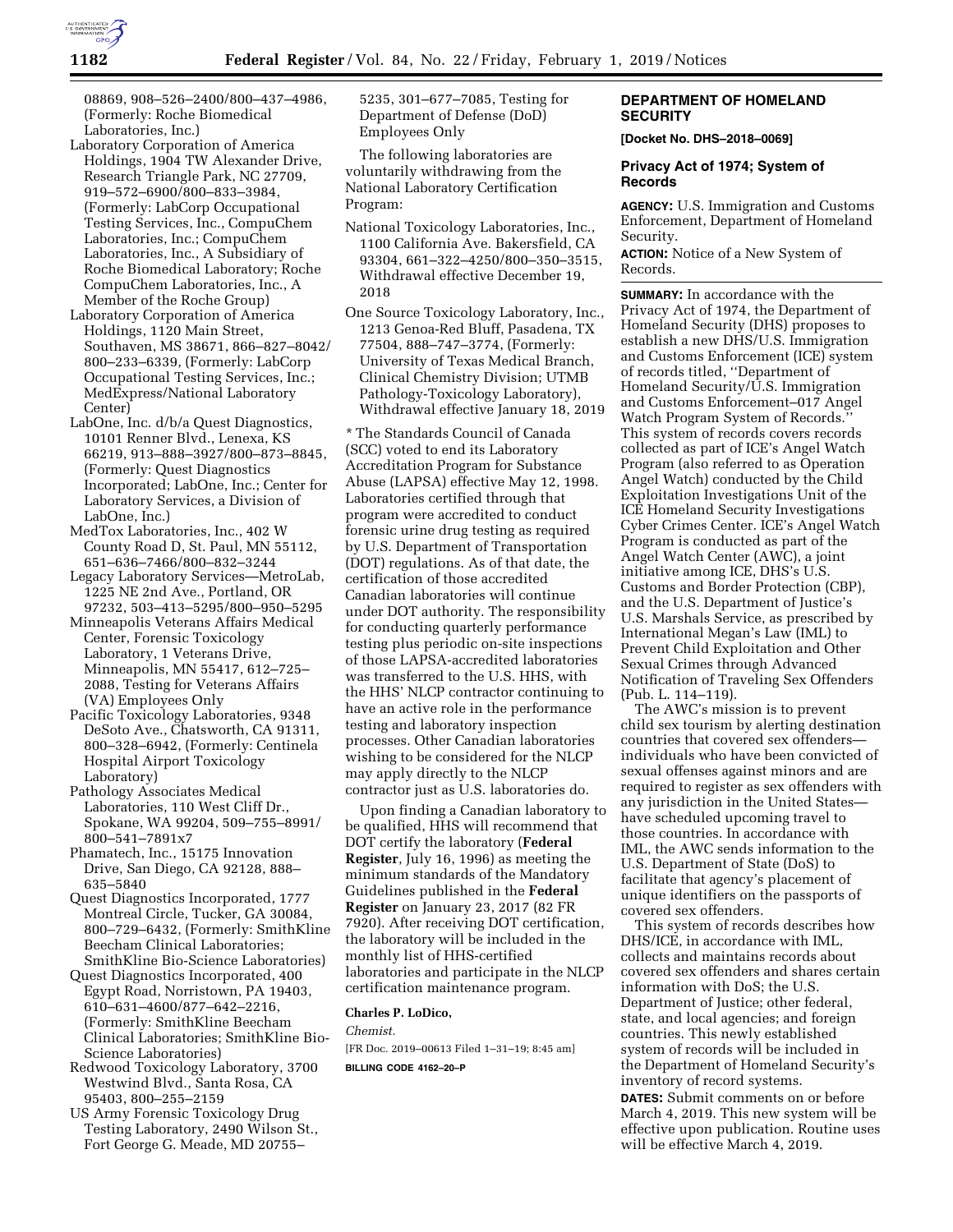08869, 908–526–2400/800–437–4986, (Formerly: Roche Biomedical Laboratories, Inc.)

Laboratory Corporation of America Holdings, 1904 TW Alexander Drive, Research Triangle Park, NC 27709, 919–572–6900/800–833–3984, (Formerly: LabCorp Occupational Testing Services, Inc., CompuChem Laboratories, Inc.; CompuChem Laboratories, Inc., A Subsidiary of Roche Biomedical Laboratory; Roche CompuChem Laboratories, Inc., A Member of the Roche Group)

Laboratory Corporation of America Holdings, 1120 Main Street, Southaven, MS 38671, 866–827–8042/800–233–6339, (Formerly: LabCorp Occupational Testing Services, Inc.; MedExpress/National Laboratory Center)

LabOne, Inc. d/b/a Quest Diagnostics, 10101 Renner Blvd., Lenexa, KS 66219, 913–888–3927/800–873–8845, (Formerly: Quest Diagnostics Incorporated; LabOne, Inc.; Center for Laboratory Services, a Division of LabOne, Inc.)

MedTox Laboratories, Inc., 402 W County Road D, St. Paul, MN 55112, 651–636–7466/800–832–3244

Legacy Laboratory Services—MetroLab, 1225 NE 2nd Ave., Portland, OR 97232, 503–413–5295/800–950–5295

Minneapolis Veterans Affairs Medical Center, Forensic Toxicology Laboratory, 1 Veterans Drive, Minneapolis, MN 55417, 612–725–2088, Testing for Veterans Affairs (VA) Employees Only

Pacific Toxicology Laboratories, 9348 DeSoto Ave., Chatsworth, CA 91311, 800–328–6942, (Formerly: Centinela Hospital Airport Toxicology Laboratory)

Pathology Associates Medical Laboratories, 110 West Cliff Dr., Spokane, WA 99204, 509–755–8991/800–541–7891x7

Phamatech, Inc., 15175 Innovation Drive, San Diego, CA 92128, 888–635–5840

Quest Diagnostics Incorporated, 1777 Montreal Circle, Tucker, GA 30084, 800–729–6432, (Formerly: SmithKline Beecham Clinical Laboratories; SmithKline Bio-Science Laboratories)

Quest Diagnostics Incorporated, 400 Egypt Road, Norristown, PA 19403, 610–631–4600/877–642–2216, (Formerly: SmithKline Beecham Clinical Laboratories; SmithKline Bio-Science Laboratories)

Redwood Toxicology Laboratory, 3700 Westwind Blvd., Santa Rosa, CA 95403, 800–255–2159

US Army Forensic Toxicology Drug Testing Laboratory, 2490 Wilson St., Fort George G. Meade, MD 20755–5235, 301–677–7085, Testing for Department of Defense (DoD) Employees Only

The following laboratories are voluntarily withdrawing from the National Laboratory Certification Program:

National Toxicology Laboratories, Inc., 1100 California Ave. Bakersfield, CA 93304, 661–322–4250/800–350–3515, Withdrawal effective December 19, 2018

One Source Toxicology Laboratory, Inc., 1213 Genoa-Red Bluff, Pasadena, TX 77504, 888–747–3774, (Formerly: University of Texas Medical Branch, Clinical Chemistry Division; UTMB Pathology-Toxicology Laboratory), Withdrawal effective January 18, 2019

* The Standards Council of Canada (SCC) voted to end its Laboratory Accreditation Program for Substance Abuse (LAPSA) effective May 12, 1998. Laboratories certified through that program were accredited to conduct forensic urine drug testing as required by U.S. Department of Transportation (DOT) regulations. As of that date, the certification of those accredited Canadian laboratories will continue under DOT authority. The responsibility for conducting quarterly performance testing plus periodic on-site inspections of those LAPSA-accredited laboratories was transferred to the U.S. HHS, with the HHS' NLCP contractor continuing to have an active role in the performance testing and laboratory inspection processes. Other Canadian laboratories wishing to be considered for the NLCP may apply directly to the NLCP contractor just as U.S. laboratories do.

Upon finding a Canadian laboratory to be qualified, HHS will recommend that DOT certify the laboratory (**Federal Register**, July 16, 1996) as meeting the minimum standards of the Mandatory Guidelines published in the **Federal Register** on January 23, 2017 (82 FR 7920). After receiving DOT certification, the laboratory will be included in the monthly list of HHS-certified laboratories and participate in the NLCP certification maintenance program.

**Charles P. LoDico,**

*Chemist.*

[FR Doc. 2019–00613 Filed 1–31–19; 8:45 am]

**BILLING CODE 4162–20–P**

## DEPARTMENT OF HOMELAND SECURITY

**[Docket No. DHS–2018–0069]**

### Privacy Act of 1974; System of Records

**AGENCY:** U.S. Immigration and Customs Enforcement, Department of Homeland Security.

**ACTION:** Notice of a New System of Records.

**SUMMARY:** In accordance with the Privacy Act of 1974, the Department of Homeland Security (DHS) proposes to establish a new DHS/U.S. Immigration and Customs Enforcement (ICE) system of records titled, ''Department of Homeland Security/U.S. Immigration and Customs Enforcement–017 Angel Watch Program System of Records.'' This system of records covers records collected as part of ICE's Angel Watch Program (also referred to as Operation Angel Watch) conducted by the Child Exploitation Investigations Unit of the ICE Homeland Security Investigations Cyber Crimes Center. ICE's Angel Watch Program is conducted as part of the Angel Watch Center (AWC), a joint initiative among ICE, DHS's U.S. Customs and Border Protection (CBP), and the U.S. Department of Justice's U.S. Marshals Service, as prescribed by International Megan's Law (IML) to Prevent Child Exploitation and Other Sexual Crimes through Advanced Notification of Traveling Sex Offenders (Pub. L. 114–119).

The AWC's mission is to prevent child sex tourism by alerting destination countries that covered sex offenders—individuals who have been convicted of sexual offenses against minors and are required to register as sex offenders with any jurisdiction in the United States—have scheduled upcoming travel to those countries. In accordance with IML, the AWC sends information to the U.S. Department of State (DoS) to facilitate that agency's placement of unique identifiers on the passports of covered sex offenders.

This system of records describes how DHS/ICE, in accordance with IML, collects and maintains records about covered sex offenders and shares certain information with DoS; the U.S. Department of Justice; other federal, state, and local agencies; and foreign countries. This newly established system of records will be included in the Department of Homeland Security's inventory of record systems.

**DATES:** Submit comments on or before March 4, 2019. This new system will be effective upon publication. Routine uses will be effective March 4, 2019.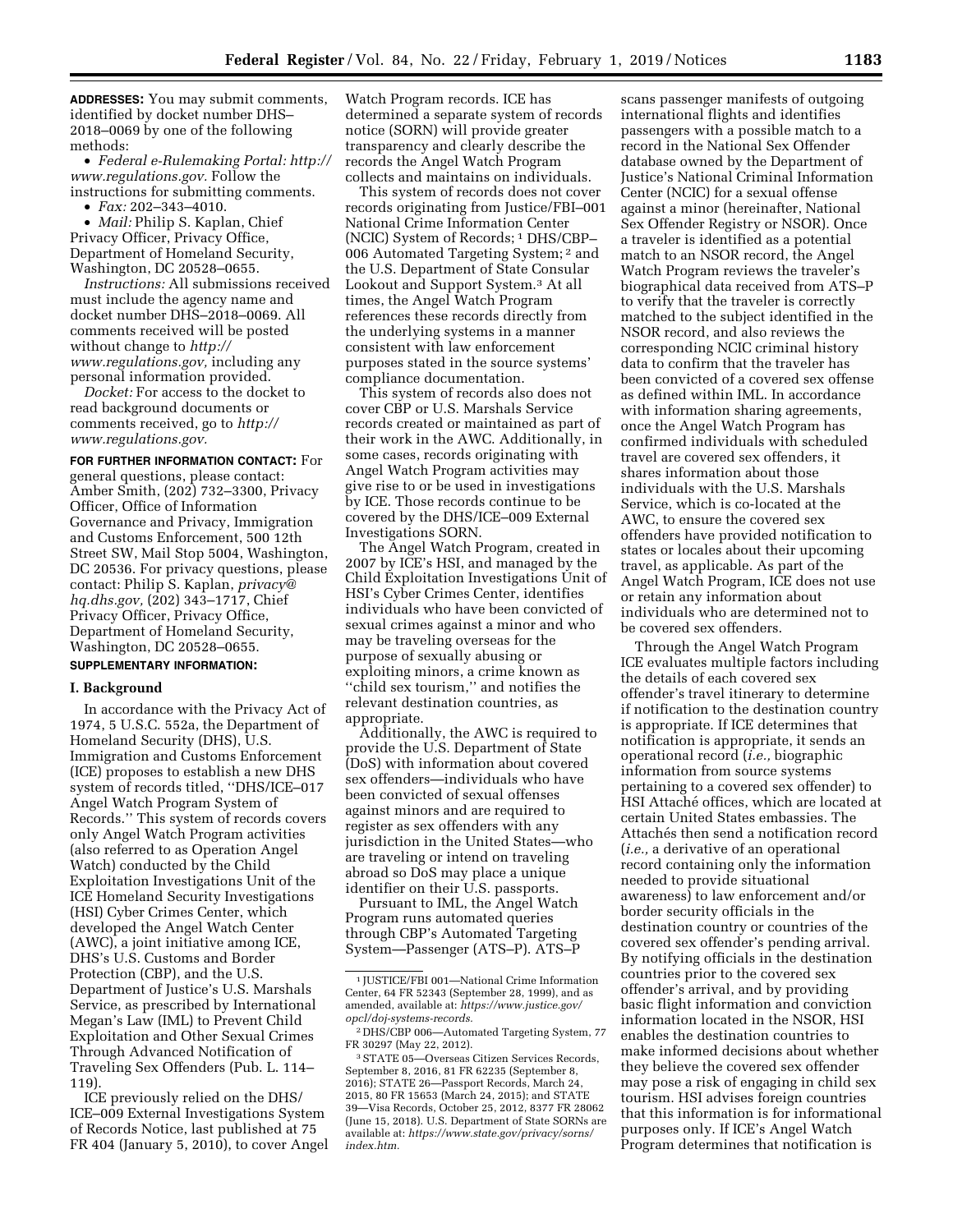**ADDRESSES:** You may submit comments, identified by docket number DHS–2018–0069 by one of the following methods:

- *Federal e-Rulemaking Portal: http://www.regulations.gov.* Follow the instructions for submitting comments.
- *Fax:* 202–343–4010.
- *Mail:* Philip S. Kaplan, Chief Privacy Officer, Privacy Office, Department of Homeland Security, Washington, DC 20528–0655.

*Instructions:* All submissions received must include the agency name and docket number DHS–2018–0069. All comments received will be posted without change to *http://www.regulations.gov,* including any personal information provided.

*Docket:* For access to the docket to read background documents or comments received, go to *http://www.regulations.gov.*

**FOR FURTHER INFORMATION CONTACT:** For general questions, please contact: Amber Smith, (202) 732–3300, Privacy Officer, Office of Information Governance and Privacy, Immigration and Customs Enforcement, 500 12th Street SW, Mail Stop 5004, Washington, DC 20536. For privacy questions, please contact: Philip S. Kaplan, *privacy@hq.dhs.gov,* (202) 343–1717, Chief Privacy Officer, Privacy Office, Department of Homeland Security, Washington, DC 20528–0655.

**SUPPLEMENTARY INFORMATION:**

## I. Background

In accordance with the Privacy Act of 1974, 5 U.S.C. 552a, the Department of Homeland Security (DHS), U.S. Immigration and Customs Enforcement (ICE) proposes to establish a new DHS system of records titled, ''DHS/ICE–017 Angel Watch Program System of Records.'' This system of records covers only Angel Watch Program activities (also referred to as Operation Angel Watch) conducted by the Child Exploitation Investigations Unit of the ICE Homeland Security Investigations (HSI) Cyber Crimes Center, which developed the Angel Watch Center (AWC), a joint initiative among ICE, DHS's U.S. Customs and Border Protection (CBP), and the U.S. Department of Justice's U.S. Marshals Service, as prescribed by International Megan's Law (IML) to Prevent Child Exploitation and Other Sexual Crimes Through Advanced Notification of Traveling Sex Offenders (Pub. L. 114–119).

ICE previously relied on the DHS/ICE–009 External Investigations System of Records Notice, last published at 75 FR 404 (January 5, 2010), to cover Angel Watch Program records. ICE has determined a separate system of records notice (SORN) will provide greater transparency and clearly describe the records the Angel Watch Program collects and maintains on individuals.

This system of records does not cover records originating from Justice/FBI–001 National Crime Information Center (NCIC) System of Records;[1] DHS/CBP–006 Automated Targeting System;[2] and the U.S. Department of State Consular Lookout and Support System.[3] At all times, the Angel Watch Program references these records directly from the underlying systems in a manner consistent with law enforcement purposes stated in the source systems' compliance documentation.

This system of records also does not cover CBP or U.S. Marshals Service records created or maintained as part of their work in the AWC. Additionally, in some cases, records originating with Angel Watch Program activities may give rise to or be used in investigations by ICE. Those records continue to be covered by the DHS/ICE–009 External Investigations SORN.

The Angel Watch Program, created in 2007 by ICE's HSI, and managed by the Child Exploitation Investigations Unit of HSI's Cyber Crimes Center, identifies individuals who have been convicted of sexual crimes against a minor and who may be traveling overseas for the purpose of sexually abusing or exploiting minors, a crime known as ''child sex tourism,'' and notifies the relevant destination countries, as appropriate.

Additionally, the AWC is required to provide the U.S. Department of State (DoS) with information about covered sex offenders—individuals who have been convicted of sexual offenses against minors and are required to register as sex offenders with any jurisdiction in the United States—who are traveling or intend on traveling abroad so DoS may place a unique identifier on their U.S. passports.

Pursuant to IML, the Angel Watch Program runs automated queries through CBP's Automated Targeting System—Passenger (ATS–P). ATS–P scans passenger manifests of outgoing international flights and identifies passengers with a possible match to a record in the National Sex Offender database owned by the Department of Justice's National Criminal Information Center (NCIC) for a sexual offense against a minor (hereinafter, National Sex Offender Registry or NSOR). Once a traveler is identified as a potential match to an NSOR record, the Angel Watch Program reviews the traveler's biographical data received from ATS–P to verify that the traveler is correctly matched to the subject identified in the NSOR record, and also reviews the corresponding NCIC criminal history data to confirm that the traveler has been convicted of a covered sex offense as defined within IML. In accordance with information sharing agreements, once the Angel Watch Program has confirmed individuals with scheduled travel are covered sex offenders, it shares information about those individuals with the U.S. Marshals Service, which is co-located at the AWC, to ensure the covered sex offenders have provided notification to states or locales about their upcoming travel, as applicable. As part of the Angel Watch Program, ICE does not use or retain any information about individuals who are determined not to be covered sex offenders.

Through the Angel Watch Program ICE evaluates multiple factors including the details of each covered sex offender's travel itinerary to determine if notification to the destination country is appropriate. If ICE determines that notification is appropriate, it sends an operational record (*i.e.,* biographic information from source systems pertaining to a covered sex offender) to HSI Attaché offices, which are located at certain United States embassies. The Attachés then send a notification record (*i.e.,* a derivative of an operational record containing only the information needed to provide situational awareness) to law enforcement and/or border security officials in the destination country or countries of the covered sex offender's pending arrival. By notifying officials in the destination countries prior to the covered sex offender's arrival, and by providing basic flight information and conviction information located in the NSOR, HSI enables the destination countries to make informed decisions about whether they believe the covered sex offender may pose a risk of engaging in child sex tourism. HSI advises foreign countries that this information is for informational purposes only. If ICE's Angel Watch Program determines that notification is

---

[1] JUSTICE/FBI 001—National Crime Information Center, 64 FR 52343 (September 28, 1999), and as amended, available at: *https://www.justice.gov/opcl/doj-systems-records.*

[2] DHS/CBP 006—Automated Targeting System, 77 FR 30297 (May 22, 2012).

[3] STATE 05—Overseas Citizen Services Records, September 8, 2016, 81 FR 62235 (September 8, 2016); STATE 26—Passport Records, March 24, 2015, 80 FR 15653 (March 24, 2015); and STATE 39—Visa Records, October 25, 2012, 8377 FR 28062 (June 15, 2018). U.S. Department of State SORNs are available at: *https://www.state.gov/privacy/sorns/index.htm.*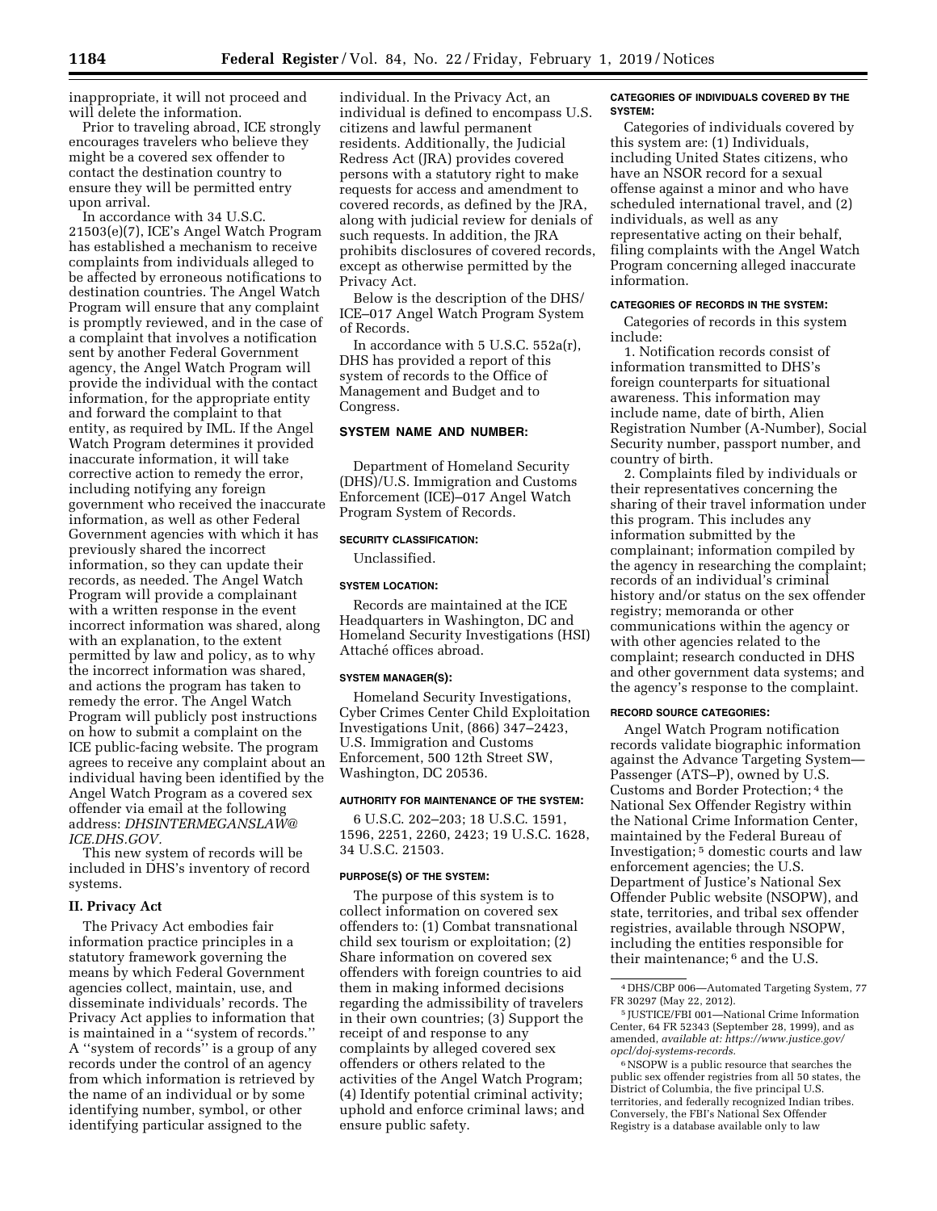inappropriate, it will not proceed and will delete the information.

Prior to traveling abroad, ICE strongly encourages travelers who believe they might be a covered sex offender to contact the destination country to ensure they will be permitted entry upon arrival.

In accordance with 34 U.S.C. 21503(e)(7), ICE's Angel Watch Program has established a mechanism to receive complaints from individuals alleged to be affected by erroneous notifications to destination countries. The Angel Watch Program will ensure that any complaint is promptly reviewed, and in the case of a complaint that involves a notification sent by another Federal Government agency, the Angel Watch Program will provide the individual with the contact information, for the appropriate entity and forward the complaint to that entity, as required by IML. If the Angel Watch Program determines it provided inaccurate information, it will take corrective action to remedy the error, including notifying any foreign government who received the inaccurate information, as well as other Federal Government agencies with which it has previously shared the incorrect information, so they can update their records, as needed. The Angel Watch Program will provide a complainant with a written response in the event incorrect information was shared, along with an explanation, to the extent permitted by law and policy, as to why the incorrect information was shared, and actions the program has taken to remedy the error. The Angel Watch Program will publicly post instructions on how to submit a complaint on the ICE public-facing website. The program agrees to receive any complaint about an individual having been identified by the Angel Watch Program as a covered sex offender via email at the following address: *DHSINTERMEGANSLAW@ICE.DHS.GOV.*

This new system of records will be included in DHS's inventory of record systems.

## II. Privacy Act

The Privacy Act embodies fair information practice principles in a statutory framework governing the means by which Federal Government agencies collect, maintain, use, and disseminate individuals' records. The Privacy Act applies to information that is maintained in a ''system of records.'' A ''system of records'' is a group of any records under the control of an agency from which information is retrieved by the name of an individual or by some identifying number, symbol, or other identifying particular assigned to the individual. In the Privacy Act, an individual is defined to encompass U.S. citizens and lawful permanent residents. Additionally, the Judicial Redress Act (JRA) provides covered persons with a statutory right to make requests for access and amendment to covered records, as defined by the JRA, along with judicial review for denials of such requests. In addition, the JRA prohibits disclosures of covered records, except as otherwise permitted by the Privacy Act.

Below is the description of the DHS/ICE–017 Angel Watch Program System of Records.

In accordance with 5 U.S.C. 552a(r), DHS has provided a report of this system of records to the Office of Management and Budget and to Congress.

## SYSTEM NAME AND NUMBER:

Department of Homeland Security (DHS)/U.S. Immigration and Customs Enforcement (ICE)–017 Angel Watch Program System of Records.

#### SECURITY CLASSIFICATION:

Unclassified.

#### SYSTEM LOCATION:

Records are maintained at the ICE Headquarters in Washington, DC and Homeland Security Investigations (HSI) Attaché offices abroad.

#### SYSTEM MANAGER(S):

Homeland Security Investigations, Cyber Crimes Center Child Exploitation Investigations Unit, (866) 347–2423, U.S. Immigration and Customs Enforcement, 500 12th Street SW, Washington, DC 20536.

#### AUTHORITY FOR MAINTENANCE OF THE SYSTEM:

6 U.S.C. 202–203; 18 U.S.C. 1591, 1596, 2251, 2260, 2423; 19 U.S.C. 1628, 34 U.S.C. 21503.

#### PURPOSE(S) OF THE SYSTEM:

The purpose of this system is to collect information on covered sex offenders to: (1) Combat transnational child sex tourism or exploitation; (2) Share information on covered sex offenders with foreign countries to aid them in making informed decisions regarding the admissibility of travelers in their own countries; (3) Support the receipt of and response to any complaints by alleged covered sex offenders or others related to the activities of the Angel Watch Program; (4) Identify potential criminal activity; uphold and enforce criminal laws; and ensure public safety.

#### CATEGORIES OF INDIVIDUALS COVERED BY THE SYSTEM:

Categories of individuals covered by this system are: (1) Individuals, including United States citizens, who have an NSOR record for a sexual offense against a minor and who have scheduled international travel, and (2) individuals, as well as any representative acting on their behalf, filing complaints with the Angel Watch Program concerning alleged inaccurate information.

#### CATEGORIES OF RECORDS IN THE SYSTEM:

Categories of records in this system include:

1. Notification records consist of information transmitted to DHS's foreign counterparts for situational awareness. This information may include name, date of birth, Alien Registration Number (A-Number), Social Security number, passport number, and country of birth.

2. Complaints filed by individuals or their representatives concerning the sharing of their travel information under this program. This includes any information submitted by the complainant; information compiled by the agency in researching the complaint; records of an individual's criminal history and/or status on the sex offender registry; memoranda or other communications within the agency or with other agencies related to the complaint; research conducted in DHS and other government data systems; and the agency's response to the complaint.

#### RECORD SOURCE CATEGORIES:

Angel Watch Program notification records validate biographic information against the Advance Targeting System—Passenger (ATS–P), owned by U.S. Customs and Border Protection;[4] the National Sex Offender Registry within the National Crime Information Center, maintained by the Federal Bureau of Investigation;[5] domestic courts and law enforcement agencies; the U.S. Department of Justice's National Sex Offender Public website (NSOPW), and state, territories, and tribal sex offender registries, available through NSOPW, including the entities responsible for their maintenance;[6] and the U.S.

[4] DHS/CBP 006—Automated Targeting System, 77 FR 30297 (May 22, 2012).

[5] JUSTICE/FBI 001—National Crime Information Center, 64 FR 52343 (September 28, 1999), and as amended, *available at: https://www.justice.gov/opcl/doj-systems-records.*

[6] NSOPW is a public resource that searches the public sex offender registries from all 50 states, the District of Columbia, the five principal U.S. territories, and federally recognized Indian tribes. Conversely, the FBI's National Sex Offender Registry is a database available only to law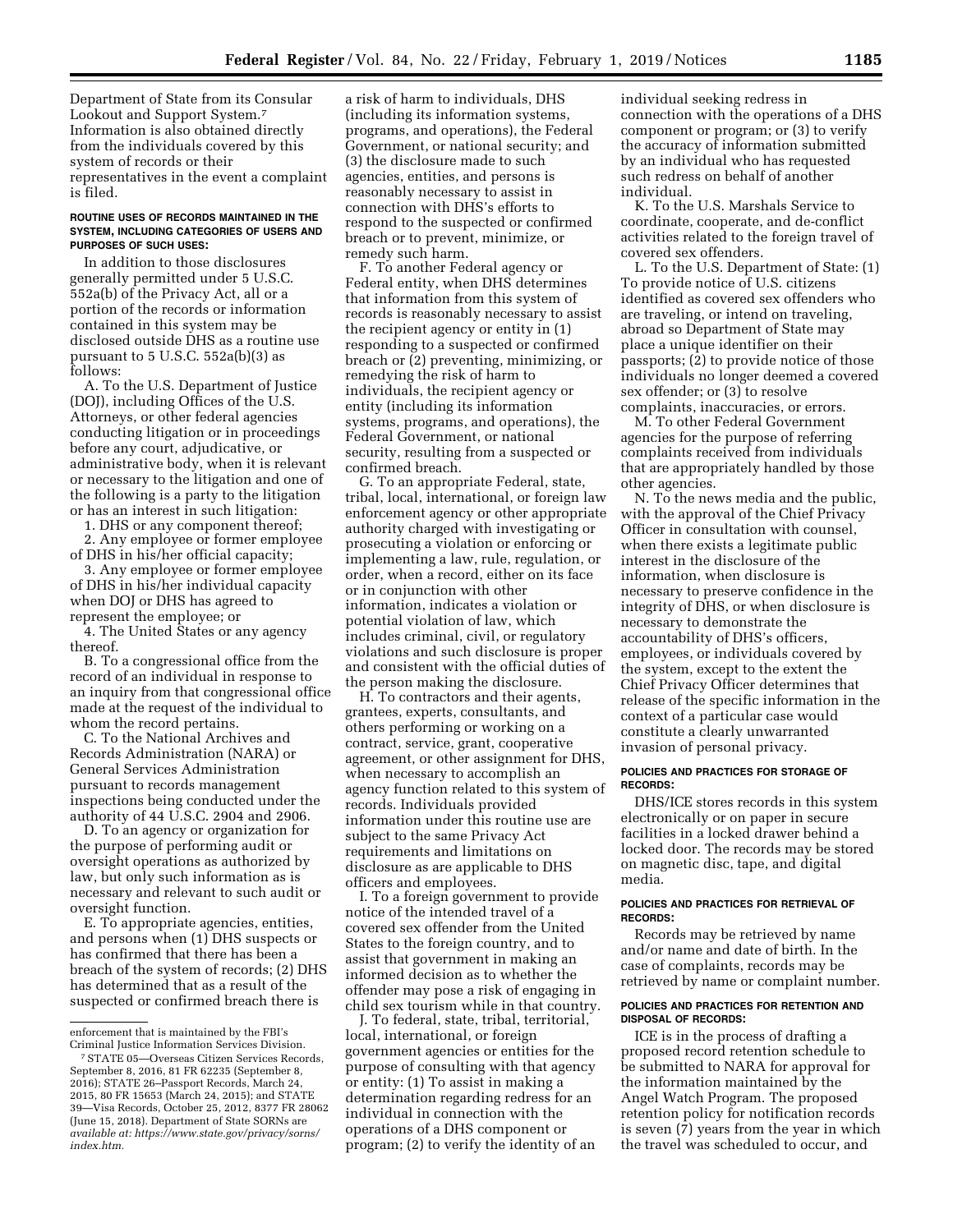Department of State from its Consular Lookout and Support System.[7] Information is also obtained directly from the individuals covered by this system of records or their representatives in the event a complaint is filed.

#### ROUTINE USES OF RECORDS MAINTAINED IN THE SYSTEM, INCLUDING CATEGORIES OF USERS AND PURPOSES OF SUCH USES:

In addition to those disclosures generally permitted under 5 U.S.C. 552a(b) of the Privacy Act, all or a portion of the records or information contained in this system may be disclosed outside DHS as a routine use pursuant to 5 U.S.C. 552a(b)(3) as follows:

A. To the U.S. Department of Justice (DOJ), including Offices of the U.S. Attorneys, or other federal agencies conducting litigation or in proceedings before any court, adjudicative, or administrative body, when it is relevant or necessary to the litigation and one of the following is a party to the litigation or has an interest in such litigation:

1. DHS or any component thereof;
2. Any employee or former employee of DHS in his/her official capacity;
3. Any employee or former employee of DHS in his/her individual capacity when DOJ or DHS has agreed to represent the employee; or
4. The United States or any agency thereof.

B. To a congressional office from the record of an individual in response to an inquiry from that congressional office made at the request of the individual to whom the record pertains.

C. To the National Archives and Records Administration (NARA) or General Services Administration pursuant to records management inspections being conducted under the authority of 44 U.S.C. 2904 and 2906.

D. To an agency or organization for the purpose of performing audit or oversight operations as authorized by law, but only such information as is necessary and relevant to such audit or oversight function.

E. To appropriate agencies, entities, and persons when (1) DHS suspects or has confirmed that there has been a breach of the system of records; (2) DHS has determined that as a result of the suspected or confirmed breach there is a risk of harm to individuals, DHS (including its information systems, programs, and operations), the Federal Government, or national security; and (3) the disclosure made to such agencies, entities, and persons is reasonably necessary to assist in connection with DHS's efforts to respond to the suspected or confirmed breach or to prevent, minimize, or remedy such harm.

F. To another Federal agency or Federal entity, when DHS determines that information from this system of records is reasonably necessary to assist the recipient agency or entity in (1) responding to a suspected or confirmed breach or (2) preventing, minimizing, or remedying the risk of harm to individuals, the recipient agency or entity (including its information systems, programs, and operations), the Federal Government, or national security, resulting from a suspected or confirmed breach.

G. To an appropriate Federal, state, tribal, local, international, or foreign law enforcement agency or other appropriate authority charged with investigating or prosecuting a violation or enforcing or implementing a law, rule, regulation, or order, when a record, either on its face or in conjunction with other information, indicates a violation or potential violation of law, which includes criminal, civil, or regulatory violations and such disclosure is proper and consistent with the official duties of the person making the disclosure.

H. To contractors and their agents, grantees, experts, consultants, and others performing or working on a contract, service, grant, cooperative agreement, or other assignment for DHS, when necessary to accomplish an agency function related to this system of records. Individuals provided information under this routine use are subject to the same Privacy Act requirements and limitations on disclosure as are applicable to DHS officers and employees.

I. To a foreign government to provide notice of the intended travel of a covered sex offender from the United States to the foreign country, and to assist that government in making an informed decision as to whether the offender may pose a risk of engaging in child sex tourism while in that country.

J. To federal, state, tribal, territorial, local, international, or foreign government agencies or entities for the purpose of consulting with that agency or entity: (1) To assist in making a determination regarding redress for an individual in connection with the operations of a DHS component or program; (2) to verify the identity of an individual seeking redress in connection with the operations of a DHS component or program; or (3) to verify the accuracy of information submitted by an individual who has requested such redress on behalf of another individual.

K. To the U.S. Marshals Service to coordinate, cooperate, and de-conflict activities related to the foreign travel of covered sex offenders.

L. To the U.S. Department of State: (1) To provide notice of U.S. citizens identified as covered sex offenders who are traveling, or intend on traveling, abroad so Department of State may place a unique identifier on their passports; (2) to provide notice of those individuals no longer deemed a covered sex offender; or (3) to resolve complaints, inaccuracies, or errors.

M. To other Federal Government agencies for the purpose of referring complaints received from individuals that are appropriately handled by those other agencies.

N. To the news media and the public, with the approval of the Chief Privacy Officer in consultation with counsel, when there exists a legitimate public interest in the disclosure of the information, when disclosure is necessary to preserve confidence in the integrity of DHS, or when disclosure is necessary to demonstrate the accountability of DHS's officers, employees, or individuals covered by the system, except to the extent the Chief Privacy Officer determines that release of the specific information in the context of a particular case would constitute a clearly unwarranted invasion of personal privacy.

#### POLICIES AND PRACTICES FOR STORAGE OF RECORDS:

DHS/ICE stores records in this system electronically or on paper in secure facilities in a locked drawer behind a locked door. The records may be stored on magnetic disc, tape, and digital media.

#### POLICIES AND PRACTICES FOR RETRIEVAL OF RECORDS:

Records may be retrieved by name and/or name and date of birth. In the case of complaints, records may be retrieved by name or complaint number.

#### POLICIES AND PRACTICES FOR RETENTION AND DISPOSAL OF RECORDS:

ICE is in the process of drafting a proposed record retention schedule to be submitted to NARA for approval for the information maintained by the Angel Watch Program. The proposed retention policy for notification records is seven (7) years from the year in which the travel was scheduled to occur, and

---

enforcement that is maintained by the FBI's Criminal Justice Information Services Division.

[7] STATE 05—Overseas Citizen Services Records, September 8, 2016, 81 FR 62235 (September 8, 2016); STATE 26–Passport Records, March 24, 2015, 80 FR 15653 (March 24, 2015); and STATE 39—Visa Records, October 25, 2012, 8377 FR 28062 (June 15, 2018). Department of State SORNs are *available at: https://www.state.gov/privacy/sorns/index.htm.*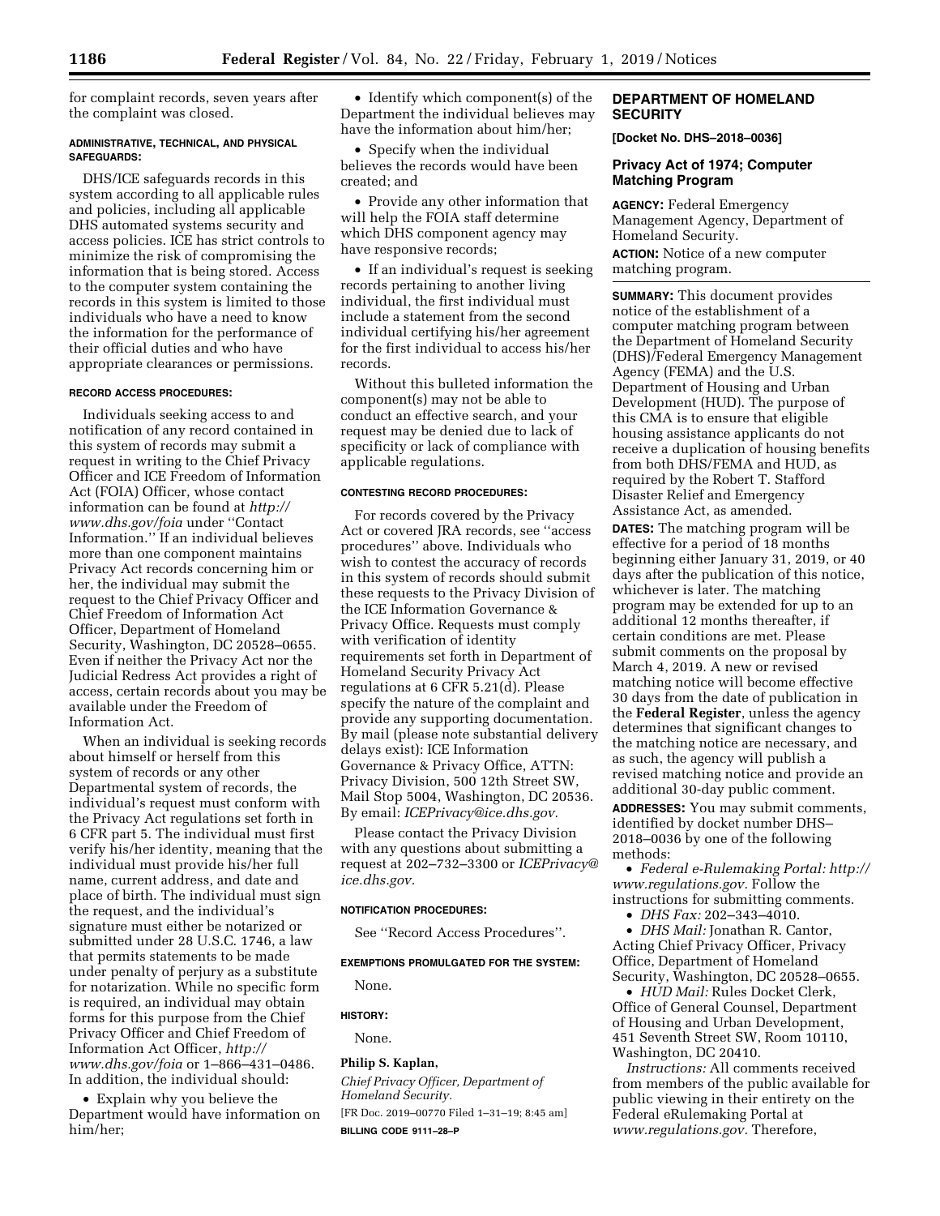for complaint records, seven years after the complaint was closed.

#### ADMINISTRATIVE, TECHNICAL, AND PHYSICAL SAFEGUARDS:

DHS/ICE safeguards records in this system according to all applicable rules and policies, including all applicable DHS automated systems security and access policies. ICE has strict controls to minimize the risk of compromising the information that is being stored. Access to the computer system containing the records in this system is limited to those individuals who have a need to know the information for the performance of their official duties and who have appropriate clearances or permissions.

#### RECORD ACCESS PROCEDURES:

Individuals seeking access to and notification of any record contained in this system of records may submit a request in writing to the Chief Privacy Officer and ICE Freedom of Information Act (FOIA) Officer, whose contact information can be found at *http://www.dhs.gov/foia* under ''Contact Information.'' If an individual believes more than one component maintains Privacy Act records concerning him or her, the individual may submit the request to the Chief Privacy Officer and Chief Freedom of Information Act Officer, Department of Homeland Security, Washington, DC 20528–0655. Even if neither the Privacy Act nor the Judicial Redress Act provides a right of access, certain records about you may be available under the Freedom of Information Act.

When an individual is seeking records about himself or herself from this system of records or any other Departmental system of records, the individual's request must conform with the Privacy Act regulations set forth in 6 CFR part 5. The individual must first verify his/her identity, meaning that the individual must provide his/her full name, current address, and date and place of birth. The individual must sign the request, and the individual's signature must either be notarized or submitted under 28 U.S.C. 1746, a law that permits statements to be made under penalty of perjury as a substitute for notarization. While no specific form is required, an individual may obtain forms for this purpose from the Chief Privacy Officer and Chief Freedom of Information Act Officer, *http://www.dhs.gov/foia* or 1–866–431–0486. In addition, the individual should:

- Explain why you believe the Department would have information on him/her;
- Identify which component(s) of the Department the individual believes may have the information about him/her;
- Specify when the individual believes the records would have been created; and
- Provide any other information that will help the FOIA staff determine which DHS component agency may have responsive records;
- If an individual's request is seeking records pertaining to another living individual, the first individual must include a statement from the second individual certifying his/her agreement for the first individual to access his/her records.

Without this bulleted information the component(s) may not be able to conduct an effective search, and your request may be denied due to lack of specificity or lack of compliance with applicable regulations.

#### CONTESTING RECORD PROCEDURES:

For records covered by the Privacy Act or covered JRA records, see ''access procedures'' above. Individuals who wish to contest the accuracy of records in this system of records should submit these requests to the Privacy Division of the ICE Information Governance & Privacy Office. Requests must comply with verification of identity requirements set forth in Department of Homeland Security Privacy Act regulations at 6 CFR 5.21(d). Please specify the nature of the complaint and provide any supporting documentation. By mail (please note substantial delivery delays exist): ICE Information Governance & Privacy Office, ATTN: Privacy Division, 500 12th Street SW, Mail Stop 5004, Washington, DC 20536. By email: *ICEPrivacy@ice.dhs.gov.*

Please contact the Privacy Division with any questions about submitting a request at 202–732–3300 or *ICEPrivacy@ice.dhs.gov.*

#### NOTIFICATION PROCEDURES:

See ''Record Access Procedures''.

#### EXEMPTIONS PROMULGATED FOR THE SYSTEM:

None.

#### HISTORY:

None.

**Philip S. Kaplan,**

*Chief Privacy Officer, Department of Homeland Security.*

[FR Doc. 2019–00770 Filed 1–31–19; 8:45 am]

**BILLING CODE 9111–28–P**

## DEPARTMENT OF HOMELAND SECURITY

**[Docket No. DHS–2018–0036]**

### Privacy Act of 1974; Computer Matching Program

**AGENCY:** Federal Emergency Management Agency, Department of Homeland Security.

**ACTION:** Notice of a new computer matching program.

**SUMMARY:** This document provides notice of the establishment of a computer matching program between the Department of Homeland Security (DHS)/Federal Emergency Management Agency (FEMA) and the U.S. Department of Housing and Urban Development (HUD). The purpose of this CMA is to ensure that eligible housing assistance applicants do not receive a duplication of housing benefits from both DHS/FEMA and HUD, as required by the Robert T. Stafford Disaster Relief and Emergency Assistance Act, as amended.

**DATES:** The matching program will be effective for a period of 18 months beginning either January 31, 2019, or 40 days after the publication of this notice, whichever is later. The matching program may be extended for up to an additional 12 months thereafter, if certain conditions are met. Please submit comments on the proposal by March 4, 2019. A new or revised matching notice will become effective 30 days from the date of publication in the **Federal Register**, unless the agency determines that significant changes to the matching notice are necessary, and as such, the agency will publish a revised matching notice and provide an additional 30-day public comment.

**ADDRESSES:** You may submit comments, identified by docket number DHS–2018–0036 by one of the following methods:

- *Federal e-Rulemaking Portal: http://www.regulations.gov.* Follow the instructions for submitting comments.
- *DHS Fax:* 202–343–4010.
- *DHS Mail:* Jonathan R. Cantor, Acting Chief Privacy Officer, Privacy Office, Department of Homeland Security, Washington, DC 20528–0655.
- *HUD Mail:* Rules Docket Clerk, Office of General Counsel, Department of Housing and Urban Development, 451 Seventh Street SW, Room 10110, Washington, DC 20410.

*Instructions:* All comments received from members of the public available for public viewing in their entirety on the Federal eRulemaking Portal at *www.regulations.gov.* Therefore,